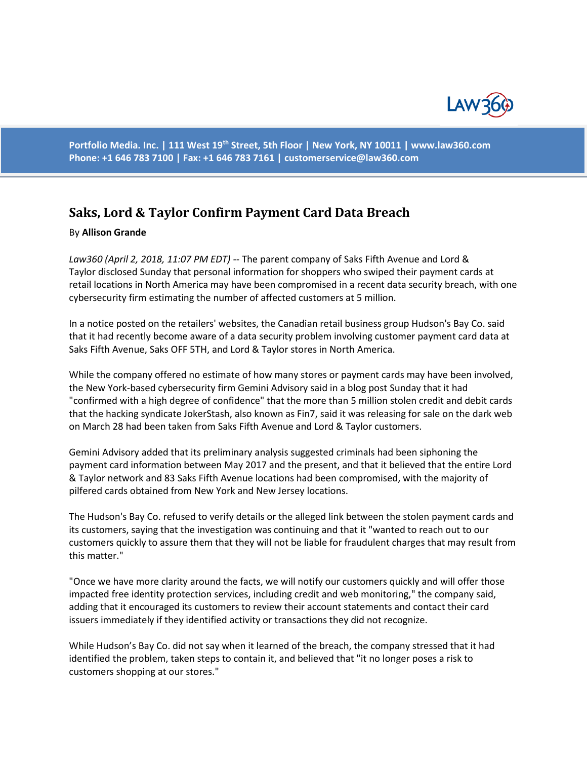# Saks, Lord & Taylor Confirm Payment Card Data Breach

By **Allison Grande**

*Law360 (April 2, 2018, 11:07 PM EDT)* -- The parent company of Saks Fifth Avenue and Lord & Taylor disclosed Sunday that personal information for shoppers who swiped their payment cards at retail locations in North America may have been compromised in a recent data security breach, with one cybersecurity firm estimating the number of affected customers at 5 million.

In a notice posted on the retailers' websites, the Canadian retail business group Hudson's Bay Co. said that it had recently become aware of a data security problem involving customer payment card data at Saks Fifth Avenue, Saks OFF 5TH, and Lord & Taylor stores in North America.

While the company offered no estimate of how many stores or payment cards may have been involved, the New York-based cybersecurity firm Gemini Advisory said in a blog post Sunday that it had "confirmed with a high degree of confidence" that the more than 5 million stolen credit and debit cards that the hacking syndicate JokerStash, also known as Fin7, said it was releasing for sale on the dark web on March 28 had been taken from Saks Fifth Avenue and Lord & Taylor customers.

Gemini Advisory added that its preliminary analysis suggested criminals had been siphoning the payment card information between May 2017 and the present, and that it believed that the entire Lord & Taylor network and 83 Saks Fifth Avenue locations had been compromised, with the majority of pilfered cards obtained from New York and New Jersey locations.

The Hudson's Bay Co. refused to verify details or the alleged link between the stolen payment cards and its customers, saying that the investigation was continuing and that it "wanted to reach out to our customers quickly to assure them that they will not be liable for fraudulent charges that may result from this matter."

"Once we have more clarity around the facts, we will notify our customers quickly and will offer those impacted free identity protection services, including credit and web monitoring," the company said, adding that it encouraged its customers to review their account statements and contact their card issuers immediately if they identified activity or transactions they did not recognize.

While Hudson's Bay Co. did not say when it learned of the breach, the company stressed that it had identified the problem, taken steps to contain it, and believed that "it no longer poses a risk to customers shopping at our stores."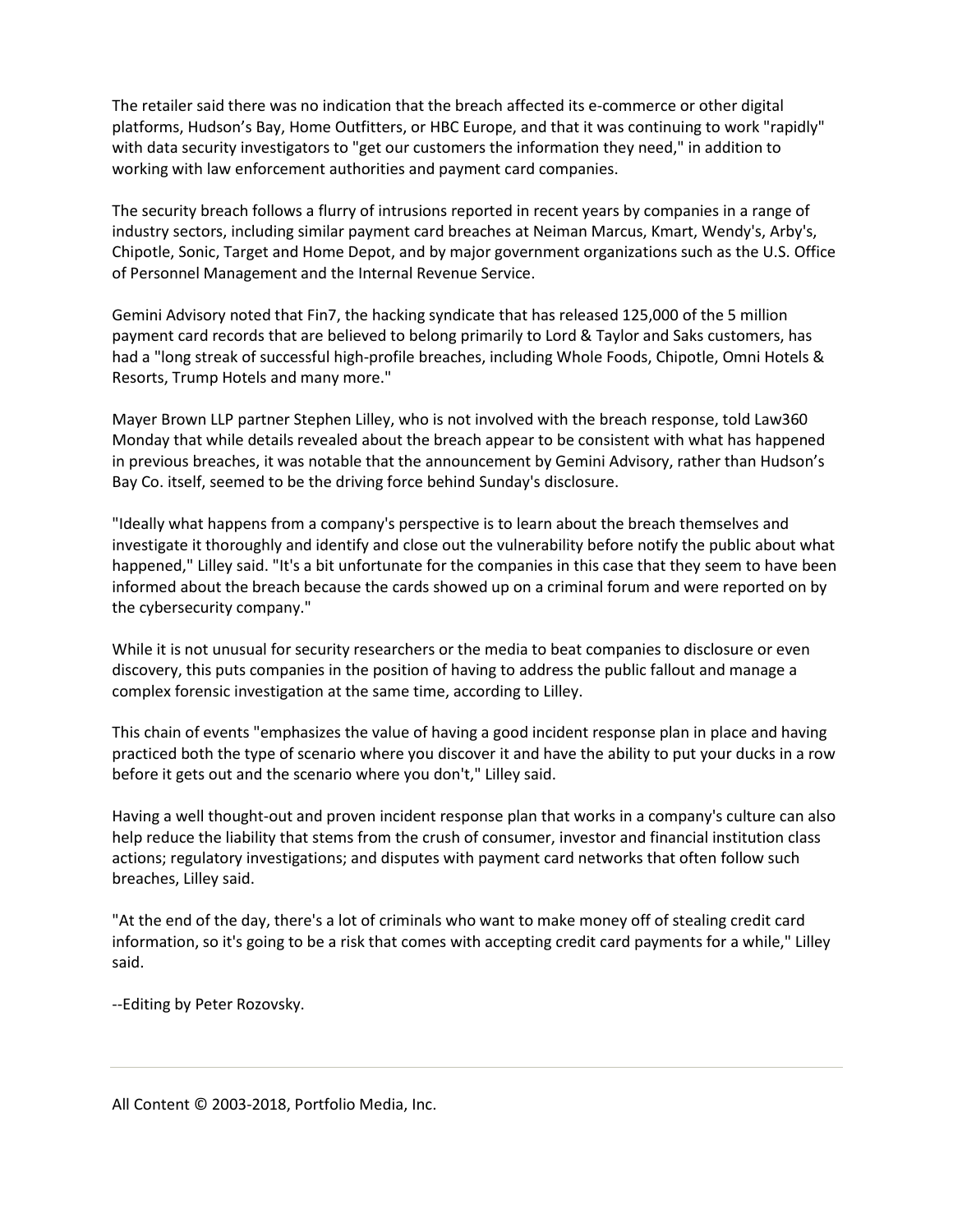The retailer said there was no indication that the breach affected its e-commerce or other digital platforms, Hudson's Bay, Home Outfitters, or HBC Europe, and that it was continuing to work "rapidly" with data security investigators to "get our customers the information they need," in addition to working with law enforcement authorities and payment card companies.

The security breach follows a flurry of intrusions reported in recent years by companies in a range of industry sectors, including similar payment card breaches at Neiman Marcus, Kmart, Wendy's, Arby's, Chipotle, Sonic, Target and Home Depot, and by major government organizations such as the U.S. Office of Personnel Management and the Internal Revenue Service.

Gemini Advisory noted that Fin7, the hacking syndicate that has released 125,000 of the 5 million payment card records that are believed to belong primarily to Lord & Taylor and Saks customers, has had a "long streak of successful high-profile breaches, including Whole Foods, Chipotle, Omni Hotels & Resorts, Trump Hotels and many more."

Mayer Brown LLP partner Stephen Lilley, who is not involved with the breach response, told Law360 Monday that while details revealed about the breach appear to be consistent with what has happened in previous breaches, it was notable that the announcement by Gemini Advisory, rather than Hudson's Bay Co. itself, seemed to be the driving force behind Sunday's disclosure.

"Ideally what happens from a company's perspective is to learn about the breach themselves and investigate it thoroughly and identify and close out the vulnerability before notify the public about what happened," Lilley said. "It's a bit unfortunate for the companies in this case that they seem to have been informed about the breach because the cards showed up on a criminal forum and were reported on by the cybersecurity company."

While it is not unusual for security researchers or the media to beat companies to disclosure or even discovery, this puts companies in the position of having to address the public fallout and manage a complex forensic investigation at the same time, according to Lilley.

This chain of events "emphasizes the value of having a good incident response plan in place and having practiced both the type of scenario where you discover it and have the ability to put your ducks in a row before it gets out and the scenario where you don't," Lilley said.

Having a well thought-out and proven incident response plan that works in a company's culture can also help reduce the liability that stems from the crush of consumer, investor and financial institution class actions; regulatory investigations; and disputes with payment card networks that often follow such breaches, Lilley said.

"At the end of the day, there's a lot of criminals who want to make money off of stealing credit card information, so it's going to be a risk that comes with accepting credit card payments for a while," Lilley said.

--Editing by Peter Rozovsky.

---

All Content © 2003-2018, Portfolio Media, Inc.